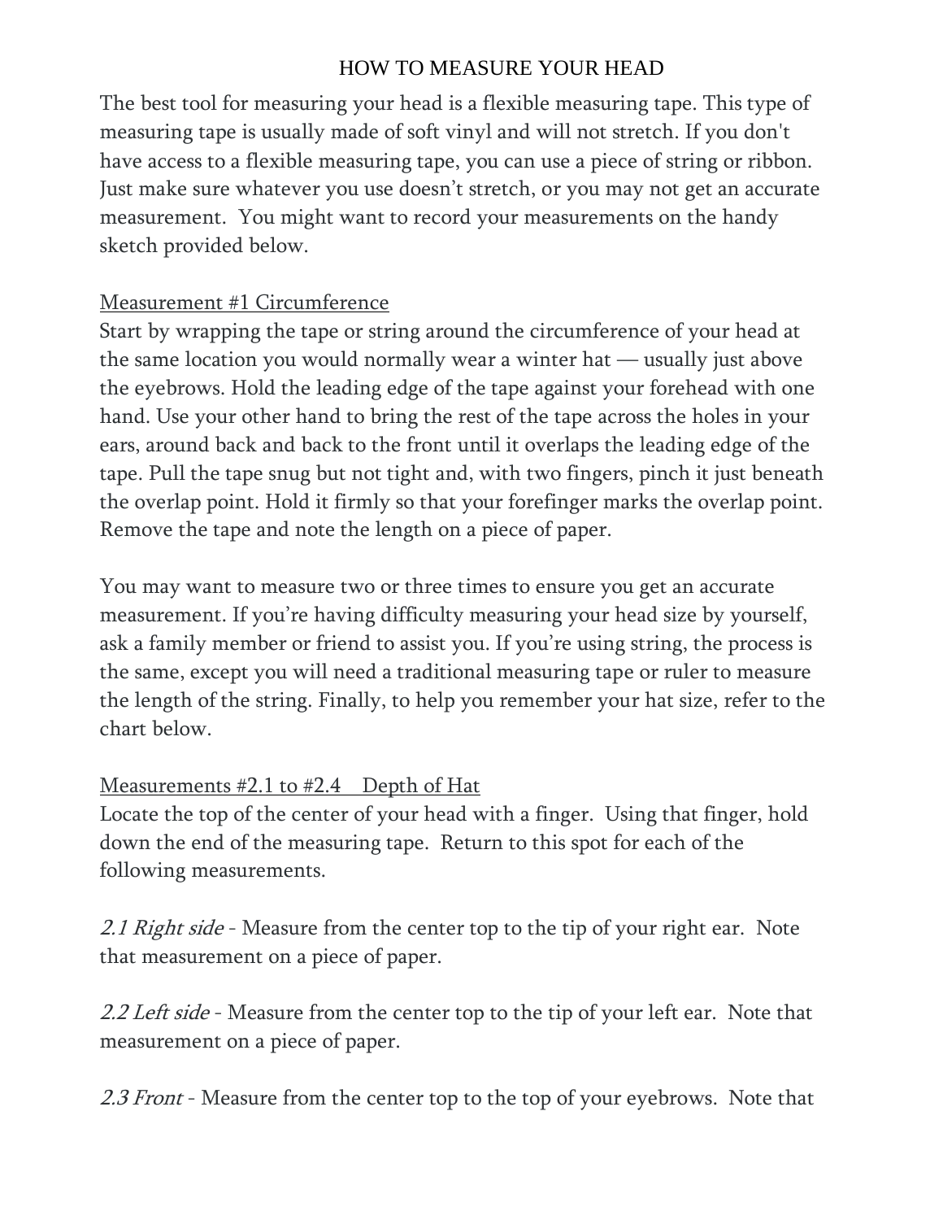# HOW TO MEASURE YOUR HEAD

The best tool for measuring your head is a flexible measuring tape. This type of measuring tape is usually made of soft vinyl and will not stretch. If you don't have access to a flexible measuring tape, you can use a piece of string or ribbon. Just make sure whatever you use doesn't stretch, or you may not get an accurate measurement. You might want to record your measurements on the handy sketch provided below.

<u>Measurement #1 Circumference</u>

Start by wrapping the tape or string around the circumference of your head at the same location you would normally wear a winter hat — usually just above the eyebrows. Hold the leading edge of the tape against your forehead with one hand. Use your other hand to bring the rest of the tape across the holes in your ears, around back and back to the front until it overlaps the leading edge of the tape. Pull the tape snug but not tight and, with two fingers, pinch it just beneath the overlap point. Hold it firmly so that your forefinger marks the overlap point. Remove the tape and note the length on a piece of paper.

You may want to measure two or three times to ensure you get an accurate measurement. If you're having difficulty measuring your head size by yourself, ask a family member or friend to assist you. If you're using string, the process is the same, except you will need a traditional measuring tape or ruler to measure the length of the string. Finally, to help you remember your hat size, refer to the chart below.

<u>Measurements #2.1 to #2.4 Depth of Hat</u>

Locate the top of the center of your head with a finger. Using that finger, hold down the end of the measuring tape. Return to this spot for each of the following measurements.

*2.1 Right side* - Measure from the center top to the tip of your right ear. Note that measurement on a piece of paper.

*2.2 Left side* - Measure from the center top to the tip of your left ear. Note that measurement on a piece of paper.

*2.3 Front* - Measure from the center top to the top of your eyebrows. Note that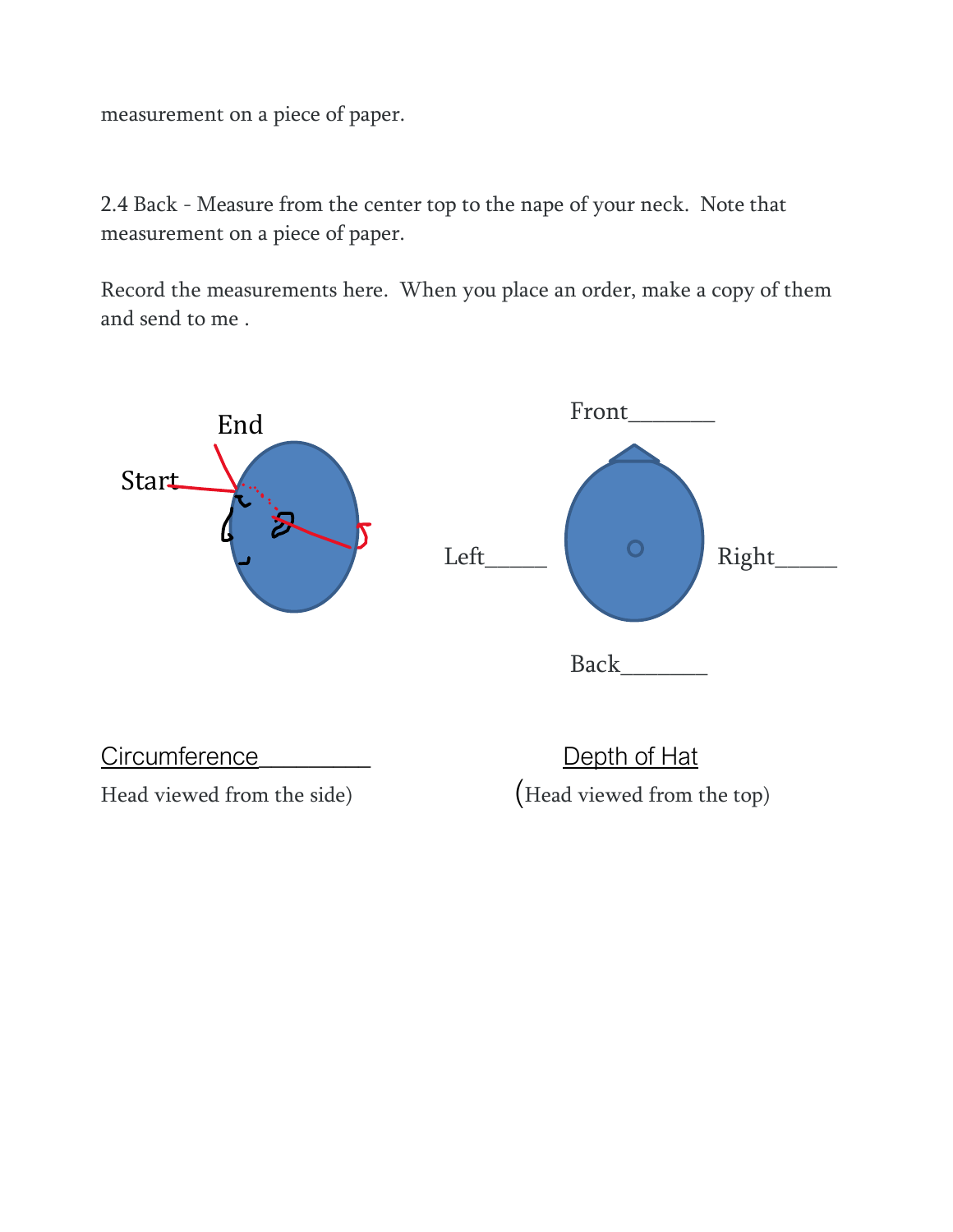measurement on a piece of paper.

2.4 Back - Measure from the center top to the nape of your neck. Note that measurement on a piece of paper.

Record the measurements here. When you place an order, make a copy of them and send to me .

End

Start

Front_______

Left_____

Right_____

Back_______

Circumference_________

Head viewed from the side)

Depth of Hat

(Head viewed from the top)